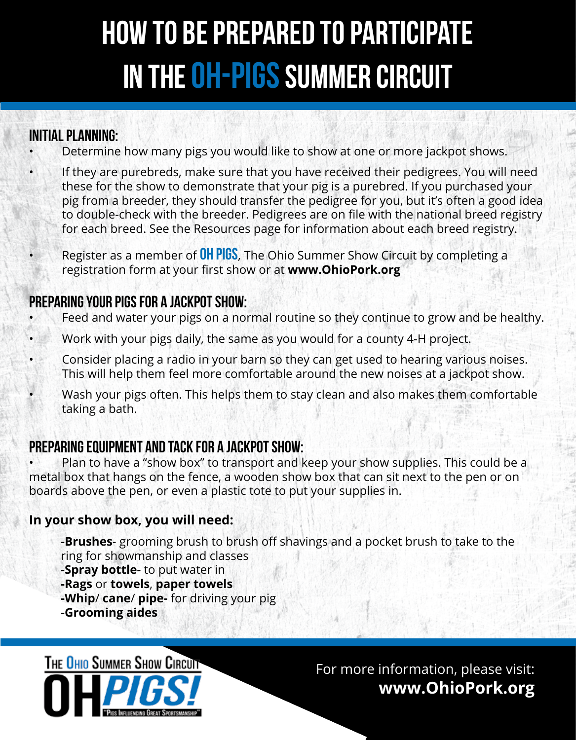# HOW TO BE PREPARED TO PARTICIPATE IN THE OH-PIGS SUMMER CIRCUIT

## INITIAL PLANNING:

- Determine how many pigs you would like to show at one or more jackpot shows.
- If they are purebreds, make sure that you have received their pedigrees. You will need these for the show to demonstrate that your pig is a purebred. If you purchased your pig from a breeder, they should transfer the pedigree for you, but it's often a good idea to double-check with the breeder. Pedigrees are on file with the national breed registry for each breed. See the Resources page for information about each breed registry.
- Register as a member of **OH PIGS**, The Ohio Summer Show Circuit by completing a registration form at your first show or at **www.OhioPork.org**

## PREPARING YOUR PIGS FOR A JACKPOT SHOW:

- Feed and water your pigs on a normal routine so they continue to grow and be healthy.
- Work with your pigs daily, the same as you would for a county 4-H project.
- Consider placing a radio in your barn so they can get used to hearing various noises. This will help them feel more comfortable around the new noises at a jackpot show.
- Wash your pigs often. This helps them to stay clean and also makes them comfortable taking a bath.

## PREPARING EQUIPMENT AND TACK FOR A JACKPOT SHOW:

- Plan to have a "show box" to transport and keep your show supplies. This could be a metal box that hangs on the fence, a wooden show box that can sit next to the pen or on boards above the pen, or even a plastic tote to put your supplies in.

**In your show box, you will need:**

**-Brushes**- grooming brush to brush off shavings and a pocket brush to take to the ring for showmanship and classes
**-Spray bottle-** to put water in
**-Rags** or **towels**, **paper towels**
**-Whip**/ **cane**/ **pipe-** for driving your pig
**-Grooming aides**

The Ohio Summer Show Circuit
OH PIGS!
"Pigs Influencing Great Sportsmanship"

For more information, please visit:
**www.OhioPork.org**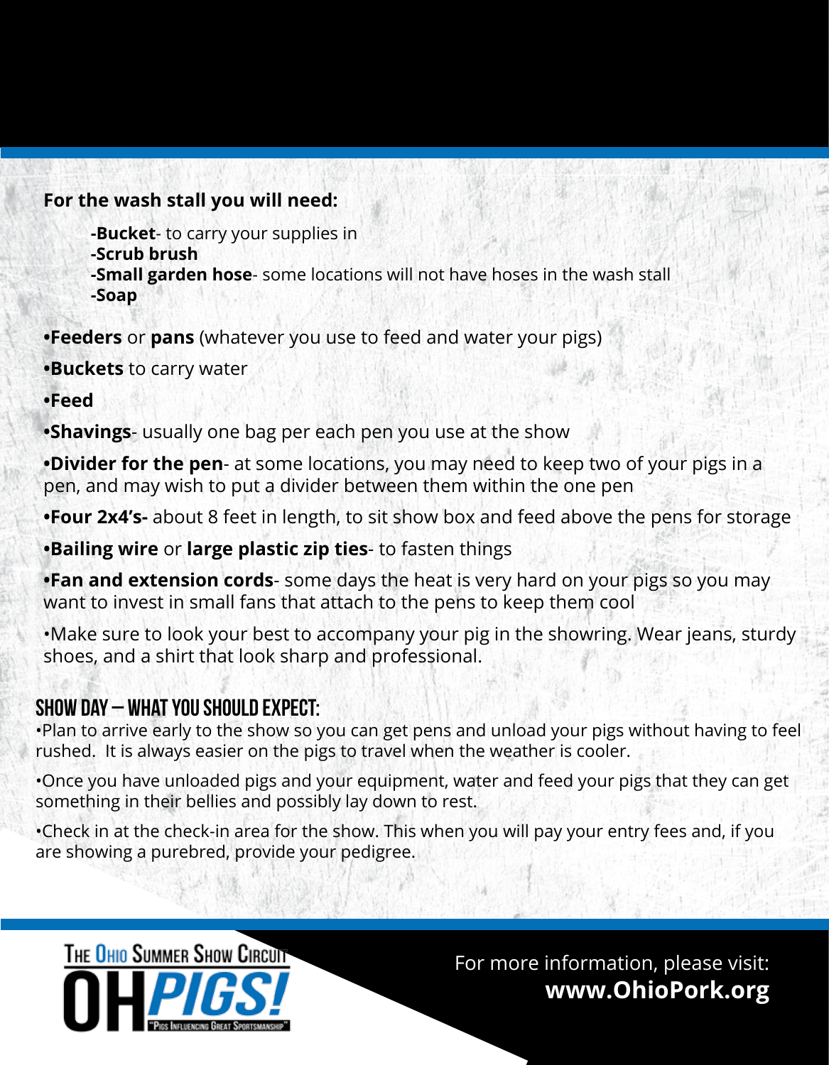**For the wash stall you will need:**

- **-Bucket**- to carry your supplies in
- **-Scrub brush**
- **-Small garden hose**- some locations will not have hoses in the wash stall
- **-Soap**

**•Feeders** or **pans** (whatever you use to feed and water your pigs)

**•Buckets** to carry water

**•Feed**

**•Shavings**- usually one bag per each pen you use at the show

**•Divider for the pen**- at some locations, you may need to keep two of your pigs in a pen, and may wish to put a divider between them within the one pen

**•Four 2x4's-** about 8 feet in length, to sit show box and feed above the pens for storage

**•Bailing wire** or **large plastic zip ties**- to fasten things

**•Fan and extension cords**- some days the heat is very hard on your pigs so you may want to invest in small fans that attach to the pens to keep them cool

•Make sure to look your best to accompany your pig in the showring. Wear jeans, sturdy shoes, and a shirt that look sharp and professional.

## SHOW DAY – WHAT YOU SHOULD EXPECT:

•Plan to arrive early to the show so you can get pens and unload your pigs without having to feel rushed. It is always easier on the pigs to travel when the weather is cooler.

•Once you have unloaded pigs and your equipment, water and feed your pigs that they can get something in their bellies and possibly lay down to rest.

•Check in at the check-in area for the show. This when you will pay your entry fees and, if you are showing a purebred, provide your pedigree.

The Ohio Summer Show Circuit

OH PIGS!

"Pigs Influencing Great Sportsmanship"

For more information, please visit:
**www.OhioPork.org**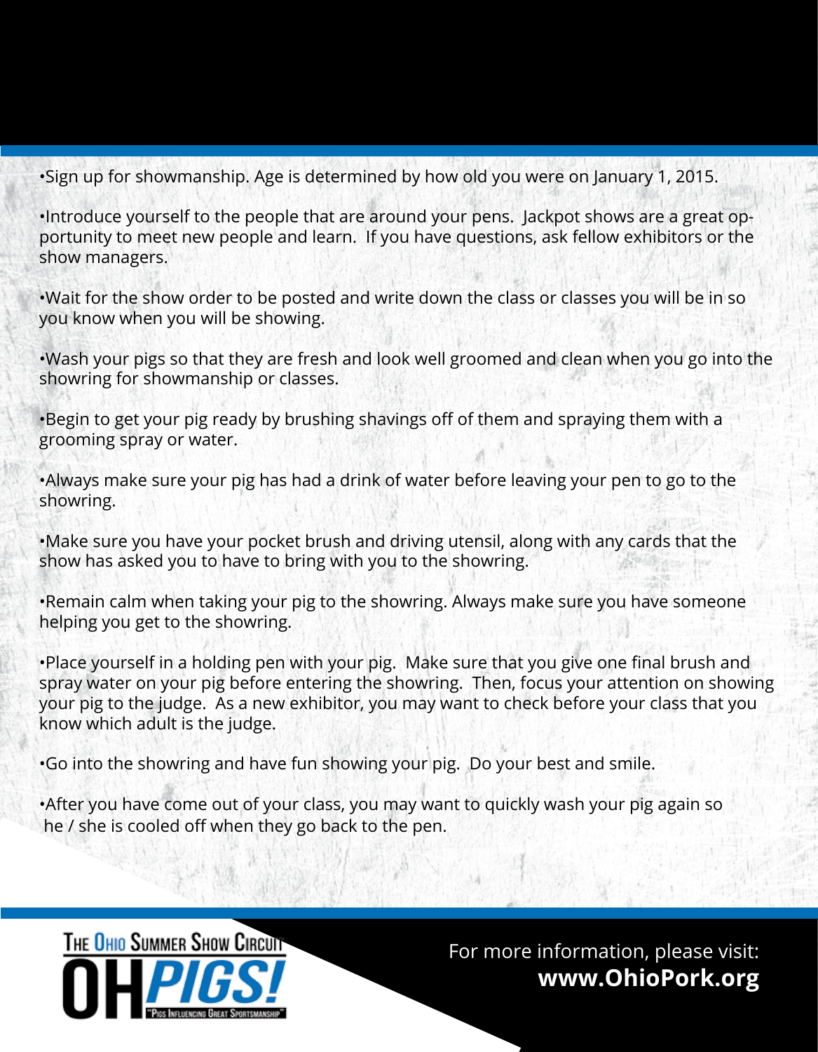- Sign up for showmanship. Age is determined by how old you were on January 1, 2015.

- Introduce yourself to the people that are around your pens. Jackpot shows are a great opportunity to meet new people and learn. If you have questions, ask fellow exhibitors or the show managers.

- Wait for the show order to be posted and write down the class or classes you will be in so you know when you will be showing.

- Wash your pigs so that they are fresh and look well groomed and clean when you go into the showring for showmanship or classes.

- Begin to get your pig ready by brushing shavings off of them and spraying them with a grooming spray or water.

- Always make sure your pig has had a drink of water before leaving your pen to go to the showring.

- Make sure you have your pocket brush and driving utensil, along with any cards that the show has asked you to have to bring with you to the showring.

- Remain calm when taking your pig to the showring. Always make sure you have someone helping you get to the showring.

- Place yourself in a holding pen with your pig. Make sure that you give one final brush and spray water on your pig before entering the showring. Then, focus your attention on showing your pig to the judge. As a new exhibitor, you may want to check before your class that you know which adult is the judge.

- Go into the showring and have fun showing your pig. Do your best and smile.

- After you have come out of your class, you may want to quickly wash your pig again so he / she is cooled off when they go back to the pen.

The Ohio Summer Show Circuit

OH PIGS!

"Pigs Influencing Great Sportsmanship"

For more information, please visit:
**www.OhioPork.org**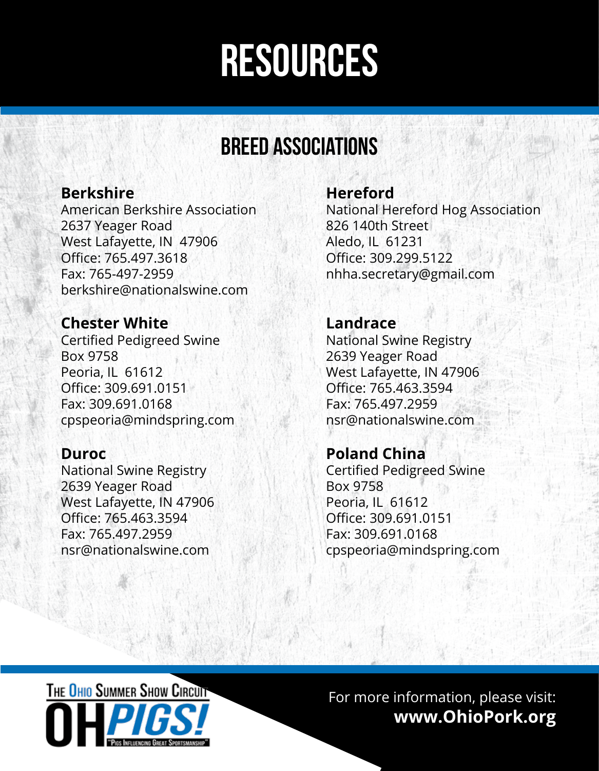# RESOURCES

## BREED ASSOCIATIONS

**Berkshire**
American Berkshire Association
2637 Yeager Road
West Lafayette, IN 47906
Office: 765.497.3618
Fax: 765-497-2959
berkshire@nationalswine.com

**Chester White**
Certified Pedigreed Swine
Box 9758
Peoria, IL 61612
Office: 309.691.0151
Fax: 309.691.0168
cpspeoria@mindspring.com

**Duroc**
National Swine Registry
2639 Yeager Road
West Lafayette, IN 47906
Office: 765.463.3594
Fax: 765.497.2959
nsr@nationalswine.com

**Hereford**
National Hereford Hog Association
826 140th Street
Aledo, IL 61231
Office: 309.299.5122
nhha.secretary@gmail.com

**Landrace**
National Swine Registry
2639 Yeager Road
West Lafayette, IN 47906
Office: 765.463.3594
Fax: 765.497.2959
nsr@nationalswine.com

**Poland China**
Certified Pedigreed Swine
Box 9758
Peoria, IL 61612
Office: 309.691.0151
Fax: 309.691.0168
cpspeoria@mindspring.com

The Ohio Summer Show Circuit
OH PIGS! "Pigs Influencing Great Sportsmanship"

For more information, please visit:
**www.OhioPork.org**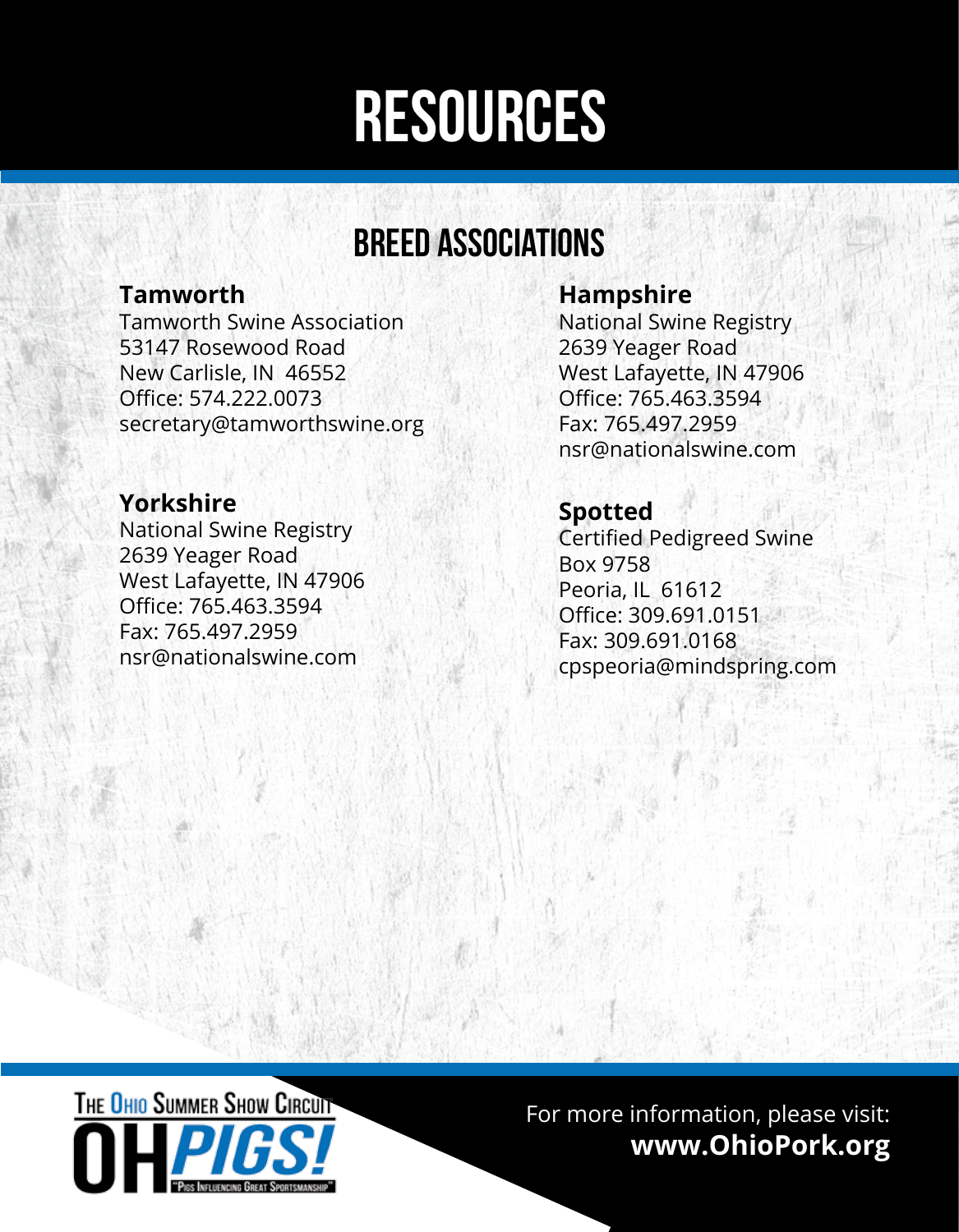# RESOURCES

## BREED ASSOCIATIONS

**Tamworth**
Tamworth Swine Association
53147 Rosewood Road
New Carlisle, IN 46552
Office: 574.222.0073
secretary@tamworthswine.org

**Yorkshire**
National Swine Registry
2639 Yeager Road
West Lafayette, IN 47906
Office: 765.463.3594
Fax: 765.497.2959
nsr@nationalswine.com

**Hampshire**
National Swine Registry
2639 Yeager Road
West Lafayette, IN 47906
Office: 765.463.3594
Fax: 765.497.2959
nsr@nationalswine.com

**Spotted**
Certified Pedigreed Swine
Box 9758
Peoria, IL 61612
Office: 309.691.0151
Fax: 309.691.0168
cpspeoria@mindspring.com

The Ohio Summer Show Circuit
OH PIGS!
"Pigs Influencing Great Sportsmanship"

For more information, please visit:
**www.OhioPork.org**